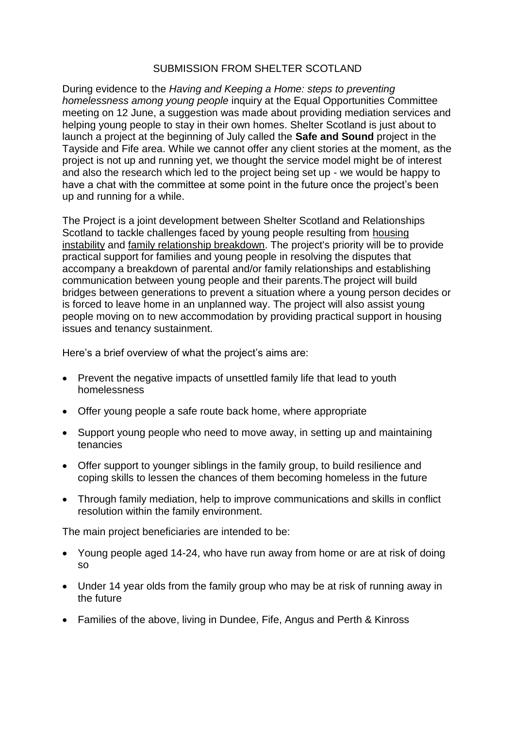SUBMISSION FROM SHELTER SCOTLAND

During evidence to the *Having and Keeping a Home: steps to preventing homelessness among young people* inquiry at the Equal Opportunities Committee meeting on 12 June, a suggestion was made about providing mediation services and helping young people to stay in their own homes. Shelter Scotland is just about to launch a project at the beginning of July called the **Safe and Sound** project in the Tayside and Fife area. While we cannot offer any client stories at the moment, as the project is not up and running yet, we thought the service model might be of interest and also the research which led to the project being set up - we would be happy to have a chat with the committee at some point in the future once the project's been up and running for a while.

The Project is a joint development between Shelter Scotland and Relationships Scotland to tackle challenges faced by young people resulting from housing instability and family relationship breakdown. The project's priority will be to provide practical support for families and young people in resolving the disputes that accompany a breakdown of parental and/or family relationships and establishing communication between young people and their parents.The project will build bridges between generations to prevent a situation where a young person decides or is forced to leave home in an unplanned way. The project will also assist young people moving on to new accommodation by providing practical support in housing issues and tenancy sustainment.

Here's a brief overview of what the project's aims are:

- Prevent the negative impacts of unsettled family life that lead to youth homelessness
- Offer young people a safe route back home, where appropriate
- Support young people who need to move away, in setting up and maintaining tenancies
- Offer support to younger siblings in the family group, to build resilience and coping skills to lessen the chances of them becoming homeless in the future
- Through family mediation, help to improve communications and skills in conflict resolution within the family environment.

The main project beneficiaries are intended to be:

- Young people aged 14-24, who have run away from home or are at risk of doing so
- Under 14 year olds from the family group who may be at risk of running away in the future
- Families of the above, living in Dundee, Fife, Angus and Perth & Kinross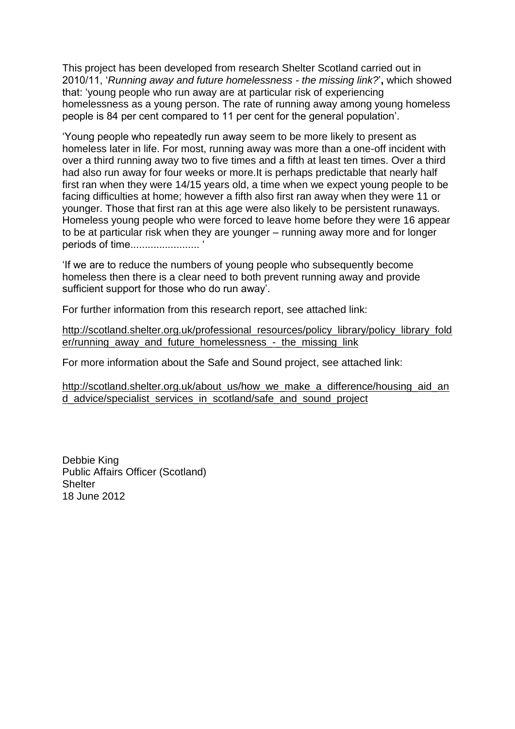This project has been developed from research Shelter Scotland carried out in 2010/11, '*Running away and future homelessness - the missing link?*'**,** which showed that: 'young people who run away are at particular risk of experiencing homelessness as a young person. The rate of running away among young homeless people is 84 per cent compared to 11 per cent for the general population'.

'Young people who repeatedly run away seem to be more likely to present as homeless later in life. For most, running away was more than a one-off incident with over a third running away two to five times and a fifth at least ten times. Over a third had also run away for four weeks or more.It is perhaps predictable that nearly half first ran when they were 14/15 years old, a time when we expect young people to be facing difficulties at home; however a fifth also first ran away when they were 11 or younger. Those that first ran at this age were also likely to be persistent runaways. Homeless young people who were forced to leave home before they were 16 appear to be at particular risk when they are younger – running away more and for longer periods of time........................ '

'If we are to reduce the numbers of young people who subsequently become homeless then there is a clear need to both prevent running away and provide sufficient support for those who do run away'.

For further information from this research report, see attached link:

http://scotland.shelter.org.uk/professional_resources/policy_library/policy_library_folder/running_away_and_future_homelessness_-_the_missing_link

For more information about the Safe and Sound project, see attached link:

http://scotland.shelter.org.uk/about_us/how_we_make_a_difference/housing_aid_and_advice/specialist_services_in_scotland/safe_and_sound_project

Debbie King
Public Affairs Officer (Scotland)
Shelter
18 June 2012